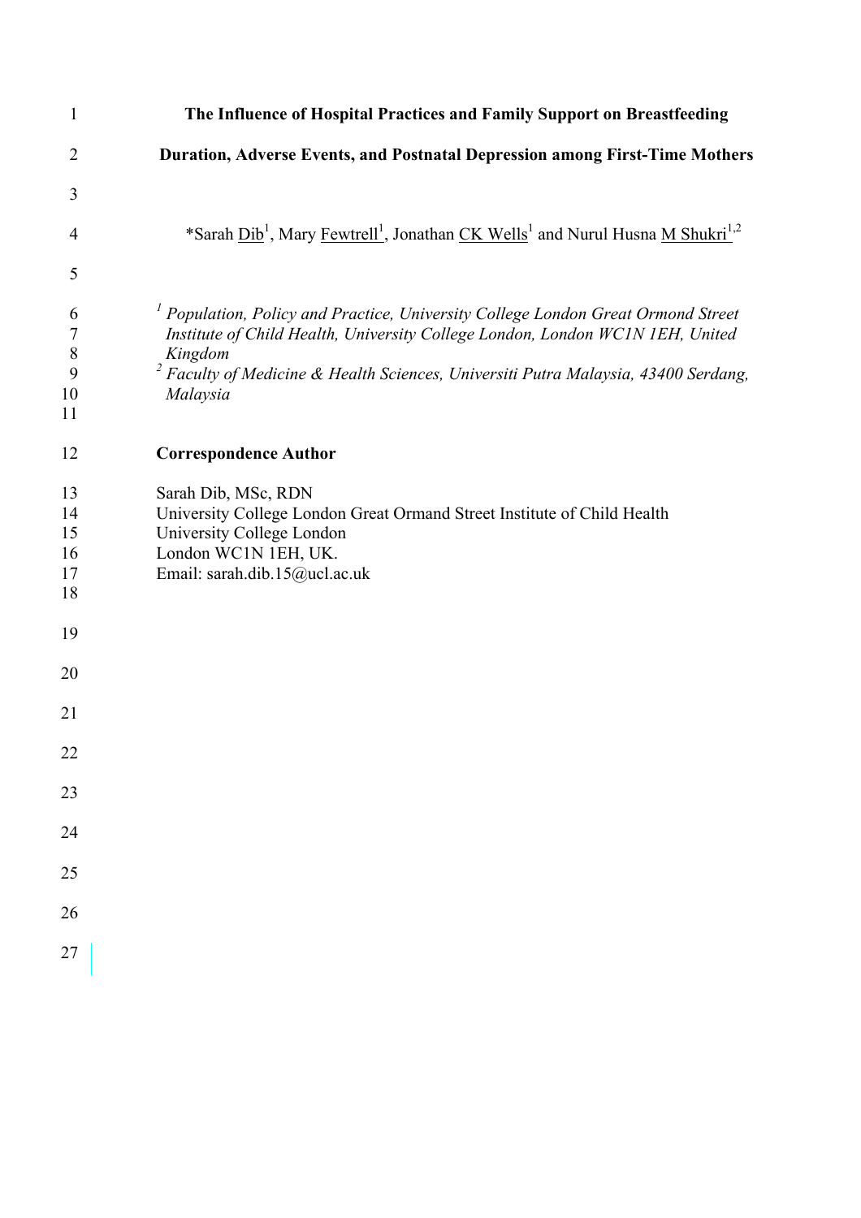# The Influence of Hospital Practices and Family Support on Breastfeeding Duration, Adverse Events, and Postnatal Depression among First-Time Mothers

*Sarah Dib[1], Mary Fewtrell[1], Jonathan CK Wells[1] and Nurul Husna M Shukri[1,2]

[1] *Population, Policy and Practice, University College London Great Ormond Street Institute of Child Health, University College London, London WC1N 1EH, United Kingdom*

[2] *Faculty of Medicine & Health Sciences, Universiti Putra Malaysia, 43400 Serdang, Malaysia*

**Correspondence Author**

Sarah Dib, MSc, RDN
University College London Great Ormand Street Institute of Child Health
University College London
London WC1N 1EH, UK.
Email: sarah.dib.15@ucl.ac.uk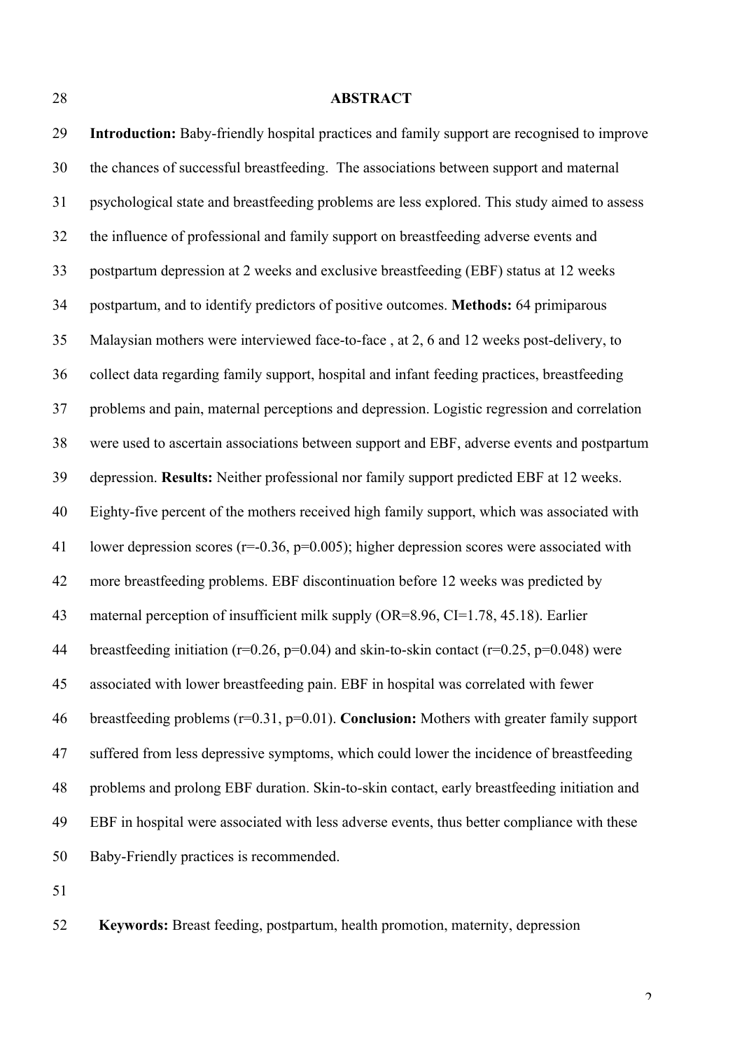## ABSTRACT

**Introduction:** Baby-friendly hospital practices and family support are recognised to improve the chances of successful breastfeeding. The associations between support and maternal psychological state and breastfeeding problems are less explored. This study aimed to assess the influence of professional and family support on breastfeeding adverse events and postpartum depression at 2 weeks and exclusive breastfeeding (EBF) status at 12 weeks postpartum, and to identify predictors of positive outcomes. **Methods:** 64 primiparous Malaysian mothers were interviewed face-to-face , at 2, 6 and 12 weeks post-delivery, to collect data regarding family support, hospital and infant feeding practices, breastfeeding problems and pain, maternal perceptions and depression. Logistic regression and correlation were used to ascertain associations between support and EBF, adverse events and postpartum depression. **Results:** Neither professional nor family support predicted EBF at 12 weeks. Eighty-five percent of the mothers received high family support, which was associated with lower depression scores ($r=-0.36$, $p=0.005$); higher depression scores were associated with more breastfeeding problems. EBF discontinuation before 12 weeks was predicted by maternal perception of insufficient milk supply (OR=8.96, CI=1.78, 45.18). Earlier breastfeeding initiation ($r=0.26$, $p=0.04$) and skin-to-skin contact ($r=0.25$, $p=0.048$) were associated with lower breastfeeding pain. EBF in hospital was correlated with fewer breastfeeding problems ($r=0.31$, $p=0.01$). **Conclusion:** Mothers with greater family support suffered from less depressive symptoms, which could lower the incidence of breastfeeding problems and prolong EBF duration. Skin-to-skin contact, early breastfeeding initiation and EBF in hospital were associated with less adverse events, thus better compliance with these Baby-Friendly practices is recommended.

**Keywords:** Breast feeding, postpartum, health promotion, maternity, depression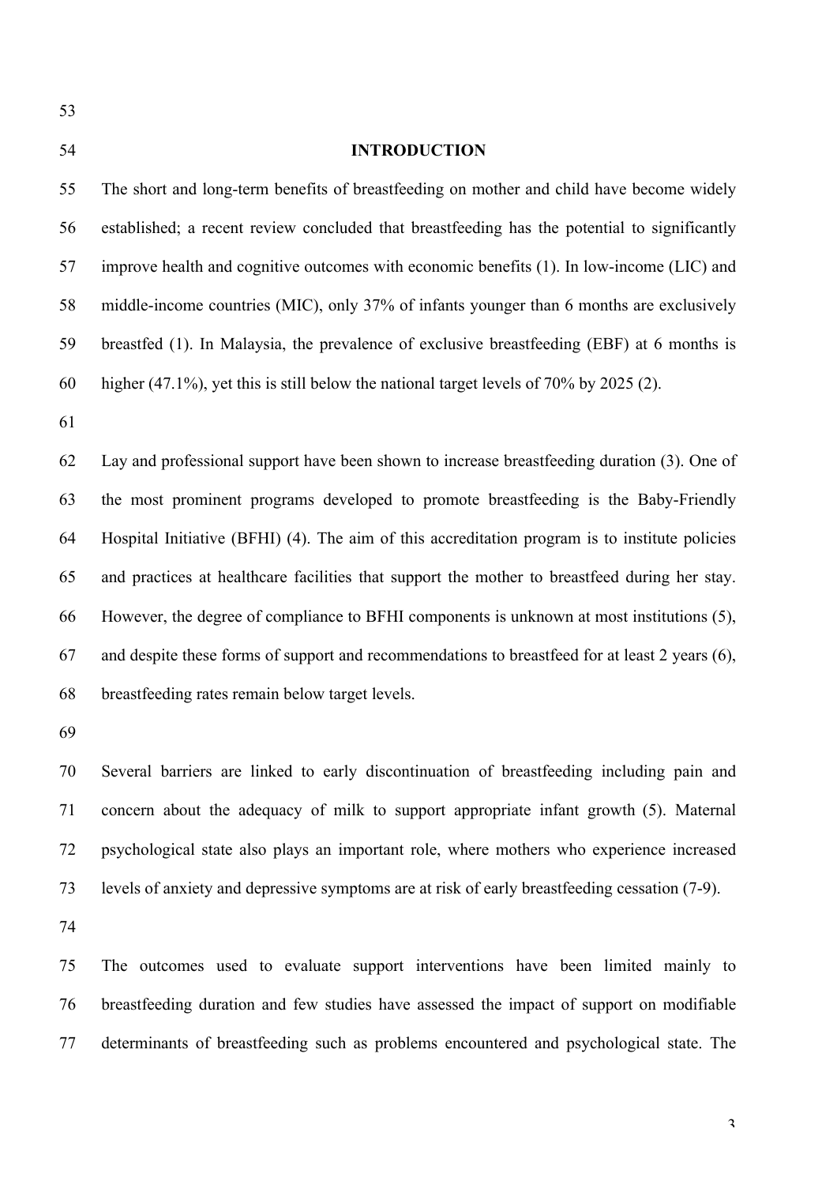# INTRODUCTION

The short and long-term benefits of breastfeeding on mother and child have become widely established; a recent review concluded that breastfeeding has the potential to significantly improve health and cognitive outcomes with economic benefits (1). In low-income (LIC) and middle-income countries (MIC), only 37% of infants younger than 6 months are exclusively breastfed (1). In Malaysia, the prevalence of exclusive breastfeeding (EBF) at 6 months is higher (47.1%), yet this is still below the national target levels of 70% by 2025 (2).

Lay and professional support have been shown to increase breastfeeding duration (3). One of the most prominent programs developed to promote breastfeeding is the Baby-Friendly Hospital Initiative (BFHI) (4). The aim of this accreditation program is to institute policies and practices at healthcare facilities that support the mother to breastfeed during her stay. However, the degree of compliance to BFHI components is unknown at most institutions (5), and despite these forms of support and recommendations to breastfeed for at least 2 years (6), breastfeeding rates remain below target levels.

Several barriers are linked to early discontinuation of breastfeeding including pain and concern about the adequacy of milk to support appropriate infant growth (5). Maternal psychological state also plays an important role, where mothers who experience increased levels of anxiety and depressive symptoms are at risk of early breastfeeding cessation (7-9).

The outcomes used to evaluate support interventions have been limited mainly to breastfeeding duration and few studies have assessed the impact of support on modifiable determinants of breastfeeding such as problems encountered and psychological state. The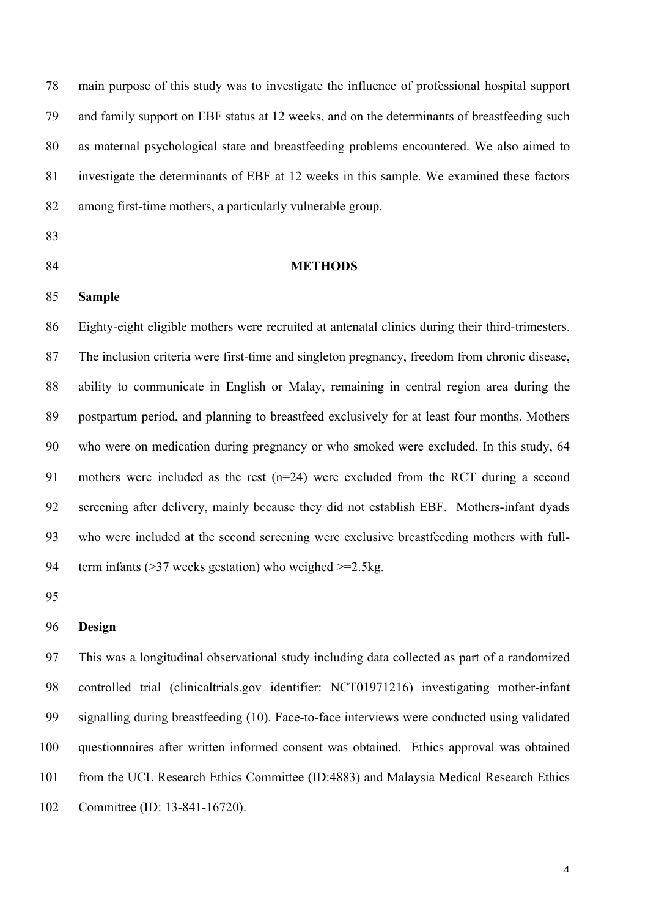main purpose of this study was to investigate the influence of professional hospital support and family support on EBF status at 12 weeks, and on the determinants of breastfeeding such as maternal psychological state and breastfeeding problems encountered. We also aimed to investigate the determinants of EBF at 12 weeks in this sample. We examined these factors among first-time mothers, a particularly vulnerable group.

## METHODS

### Sample

Eighty-eight eligible mothers were recruited at antenatal clinics during their third-trimesters. The inclusion criteria were first-time and singleton pregnancy, freedom from chronic disease, ability to communicate in English or Malay, remaining in central region area during the postpartum period, and planning to breastfeed exclusively for at least four months. Mothers who were on medication during pregnancy or who smoked were excluded. In this study, 64 mothers were included as the rest (n=24) were excluded from the RCT during a second screening after delivery, mainly because they did not establish EBF. Mothers-infant dyads who were included at the second screening were exclusive breastfeeding mothers with full-term infants (>37 weeks gestation) who weighed >=2.5kg.

### Design

This was a longitudinal observational study including data collected as part of a randomized controlled trial (clinicaltrials.gov identifier: NCT01971216) investigating mother-infant signalling during breastfeeding (10). Face-to-face interviews were conducted using validated questionnaires after written informed consent was obtained. Ethics approval was obtained from the UCL Research Ethics Committee (ID:4883) and Malaysia Medical Research Ethics Committee (ID: 13-841-16720).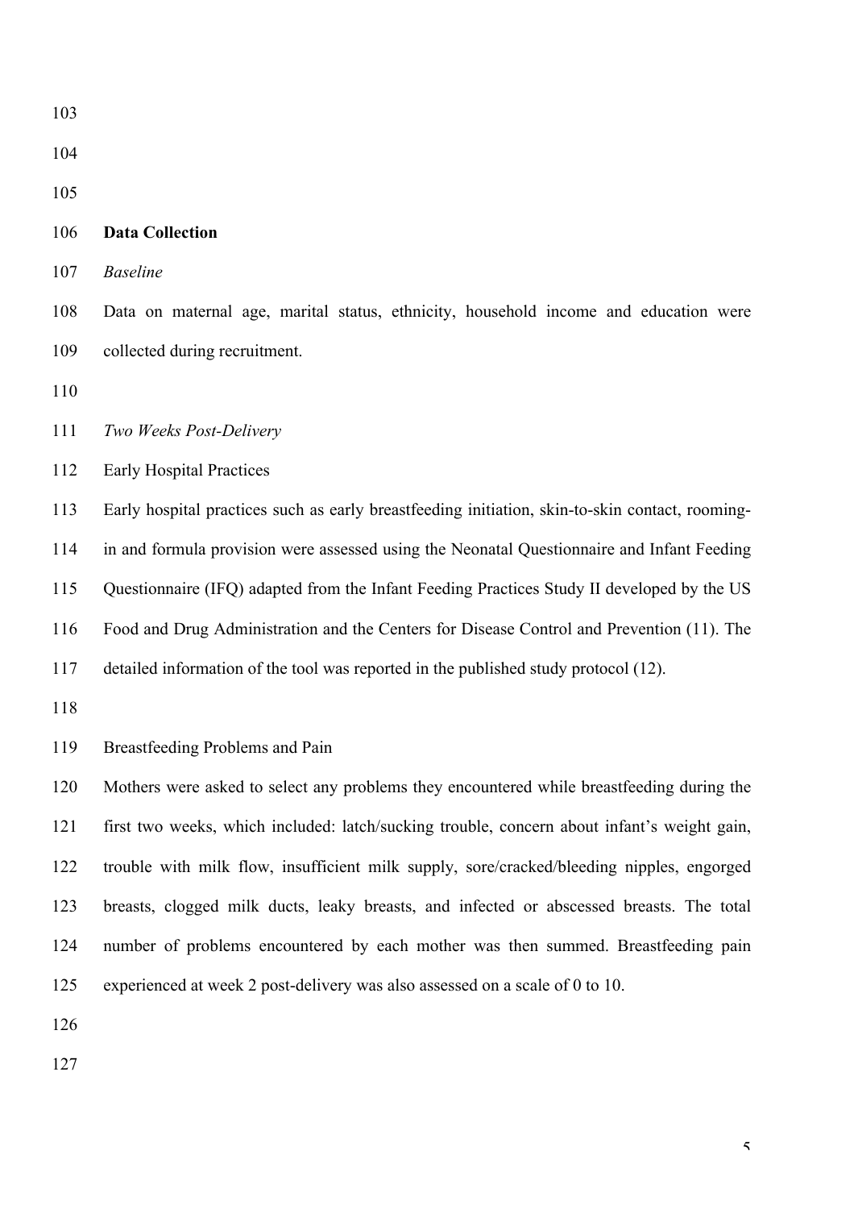## Data Collection

### *Baseline*

Data on maternal age, marital status, ethnicity, household income and education were collected during recruitment.

### *Two Weeks Post-Delivery*

#### Early Hospital Practices

Early hospital practices such as early breastfeeding initiation, skin-to-skin contact, rooming-in and formula provision were assessed using the Neonatal Questionnaire and Infant Feeding Questionnaire (IFQ) adapted from the Infant Feeding Practices Study II developed by the US Food and Drug Administration and the Centers for Disease Control and Prevention (11). The detailed information of the tool was reported in the published study protocol (12).

#### Breastfeeding Problems and Pain

Mothers were asked to select any problems they encountered while breastfeeding during the first two weeks, which included: latch/sucking trouble, concern about infant's weight gain, trouble with milk flow, insufficient milk supply, sore/cracked/bleeding nipples, engorged breasts, clogged milk ducts, leaky breasts, and infected or abscessed breasts. The total number of problems encountered by each mother was then summed. Breastfeeding pain experienced at week 2 post-delivery was also assessed on a scale of 0 to 10.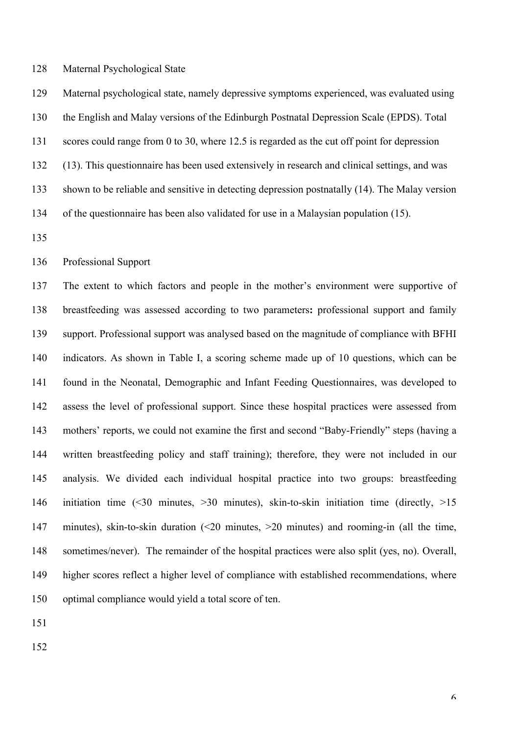### Maternal Psychological State

Maternal psychological state, namely depressive symptoms experienced, was evaluated using the English and Malay versions of the Edinburgh Postnatal Depression Scale (EPDS). Total scores could range from 0 to 30, where 12.5 is regarded as the cut off point for depression (13). This questionnaire has been used extensively in research and clinical settings, and was shown to be reliable and sensitive in detecting depression postnatally (14). The Malay version of the questionnaire has been also validated for use in a Malaysian population (15).

### Professional Support

The extent to which factors and people in the mother's environment were supportive of breastfeeding was assessed according to two parameters**:** professional support and family support. Professional support was analysed based on the magnitude of compliance with BFHI indicators. As shown in Table I, a scoring scheme made up of 10 questions, which can be found in the Neonatal, Demographic and Infant Feeding Questionnaires, was developed to assess the level of professional support. Since these hospital practices were assessed from mothers' reports, we could not examine the first and second "Baby-Friendly" steps (having a written breastfeeding policy and staff training); therefore, they were not included in our analysis. We divided each individual hospital practice into two groups: breastfeeding initiation time (<30 minutes, >30 minutes), skin-to-skin initiation time (directly, >15 minutes), skin-to-skin duration (<20 minutes, >20 minutes) and rooming-in (all the time, sometimes/never). The remainder of the hospital practices were also split (yes, no). Overall, higher scores reflect a higher level of compliance with established recommendations, where optimal compliance would yield a total score of ten.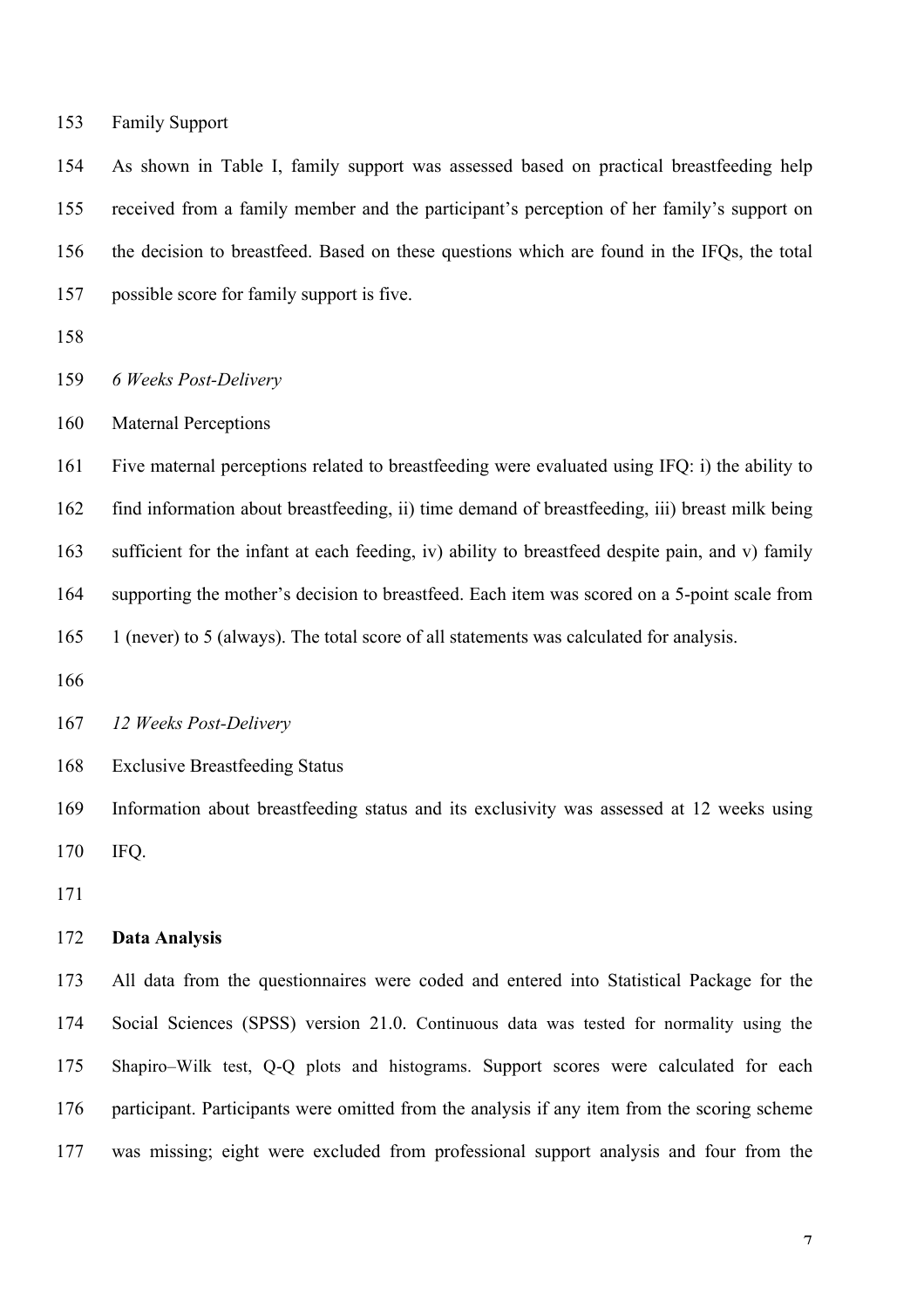Family Support

As shown in Table I, family support was assessed based on practical breastfeeding help received from a family member and the participant's perception of her family's support on the decision to breastfeed. Based on these questions which are found in the IFQs, the total possible score for family support is five.

*6 Weeks Post-Delivery*

Maternal Perceptions

Five maternal perceptions related to breastfeeding were evaluated using IFQ: i) the ability to find information about breastfeeding, ii) time demand of breastfeeding, iii) breast milk being sufficient for the infant at each feeding, iv) ability to breastfeed despite pain, and v) family supporting the mother's decision to breastfeed. Each item was scored on a 5-point scale from 1 (never) to 5 (always). The total score of all statements was calculated for analysis.

*12 Weeks Post-Delivery*

Exclusive Breastfeeding Status

Information about breastfeeding status and its exclusivity was assessed at 12 weeks using IFQ.

**Data Analysis**

All data from the questionnaires were coded and entered into Statistical Package for the Social Sciences (SPSS) version 21.0. Continuous data was tested for normality using the Shapiro–Wilk test, Q-Q plots and histograms. Support scores were calculated for each participant. Participants were omitted from the analysis if any item from the scoring scheme was missing; eight were excluded from professional support analysis and four from the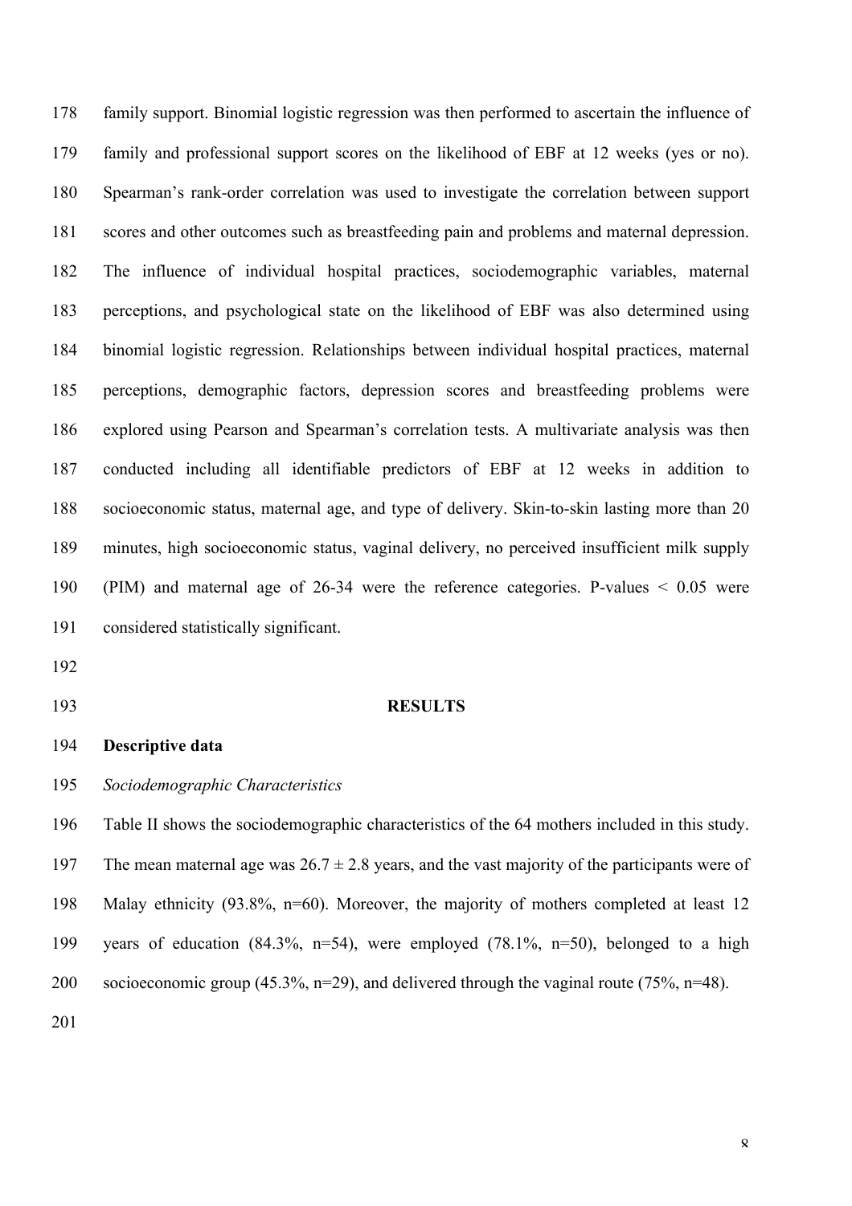family support. Binomial logistic regression was then performed to ascertain the influence of family and professional support scores on the likelihood of EBF at 12 weeks (yes or no). Spearman's rank-order correlation was used to investigate the correlation between support scores and other outcomes such as breastfeeding pain and problems and maternal depression. The influence of individual hospital practices, sociodemographic variables, maternal perceptions, and psychological state on the likelihood of EBF was also determined using binomial logistic regression. Relationships between individual hospital practices, maternal perceptions, demographic factors, depression scores and breastfeeding problems were explored using Pearson and Spearman's correlation tests. A multivariate analysis was then conducted including all identifiable predictors of EBF at 12 weeks in addition to socioeconomic status, maternal age, and type of delivery. Skin-to-skin lasting more than 20 minutes, high socioeconomic status, vaginal delivery, no perceived insufficient milk supply (PIM) and maternal age of 26-34 were the reference categories. P-values < 0.05 were considered statistically significant.

## RESULTS

### Descriptive data

*Sociodemographic Characteristics*

Table II shows the sociodemographic characteristics of the 64 mothers included in this study. The mean maternal age was 26.7 ± 2.8 years, and the vast majority of the participants were of Malay ethnicity (93.8%, n=60). Moreover, the majority of mothers completed at least 12 years of education (84.3%, n=54), were employed (78.1%, n=50), belonged to a high socioeconomic group (45.3%, n=29), and delivered through the vaginal route (75%, n=48).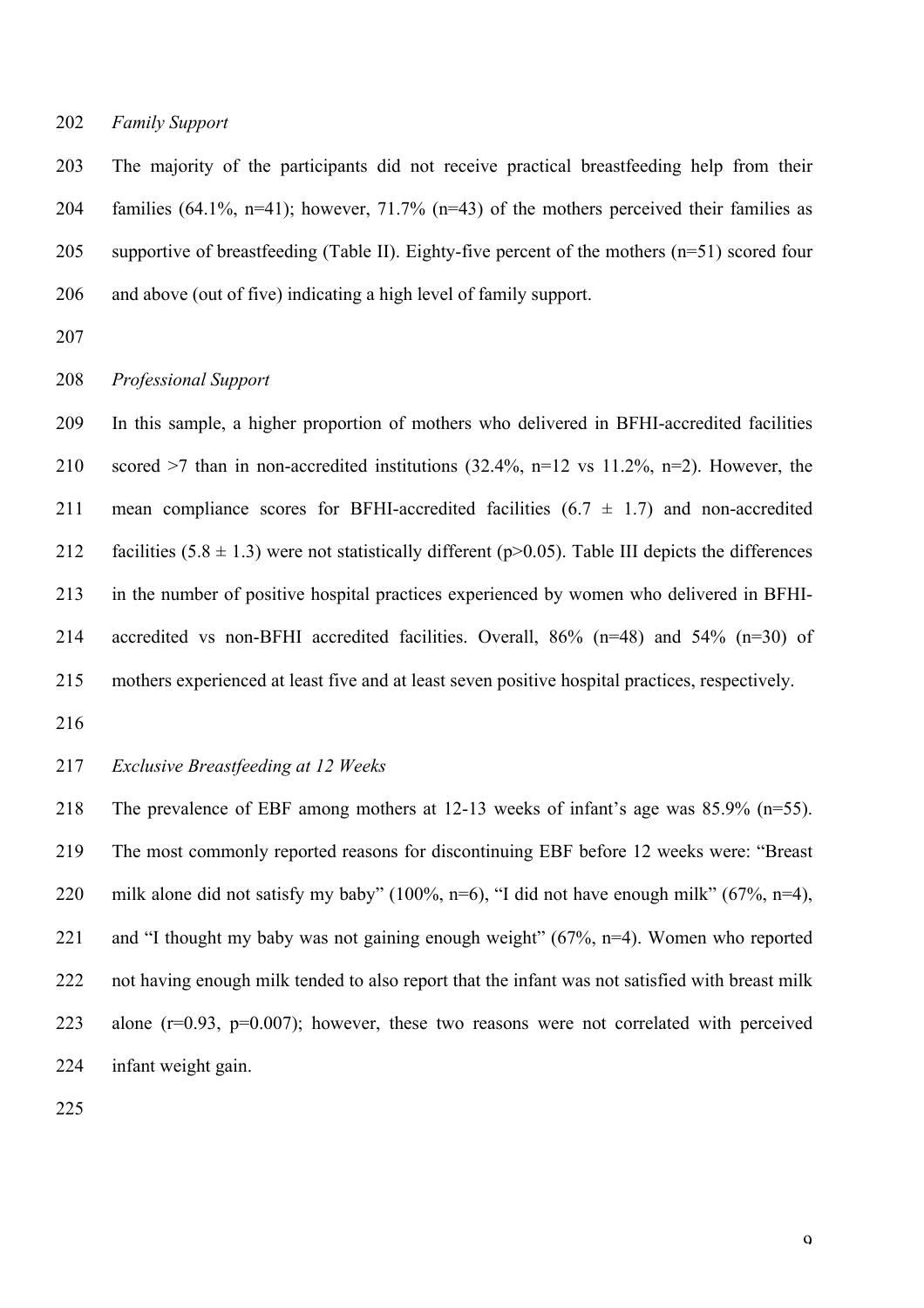*Family Support*

The majority of the participants did not receive practical breastfeeding help from their families (64.1%, n=41); however, 71.7% (n=43) of the mothers perceived their families as supportive of breastfeeding (Table II). Eighty-five percent of the mothers (n=51) scored four and above (out of five) indicating a high level of family support.

*Professional Support*

In this sample, a higher proportion of mothers who delivered in BFHI-accredited facilities scored >7 than in non-accredited institutions (32.4%, n=12 vs 11.2%, n=2). However, the mean compliance scores for BFHI-accredited facilities (6.7 ± 1.7) and non-accredited facilities (5.8 ± 1.3) were not statistically different ($p>0.05$). Table III depicts the differences in the number of positive hospital practices experienced by women who delivered in BFHI-accredited vs non-BFHI accredited facilities. Overall, 86% (n=48) and 54% (n=30) of mothers experienced at least five and at least seven positive hospital practices, respectively.

*Exclusive Breastfeeding at 12 Weeks*

The prevalence of EBF among mothers at 12-13 weeks of infant's age was 85.9% (n=55). The most commonly reported reasons for discontinuing EBF before 12 weeks were: "Breast milk alone did not satisfy my baby" (100%, n=6), "I did not have enough milk" (67%, n=4), and "I thought my baby was not gaining enough weight" (67%, n=4). Women who reported not having enough milk tended to also report that the infant was not satisfied with breast milk alone ($r=0.93$, $p=0.007$); however, these two reasons were not correlated with perceived infant weight gain.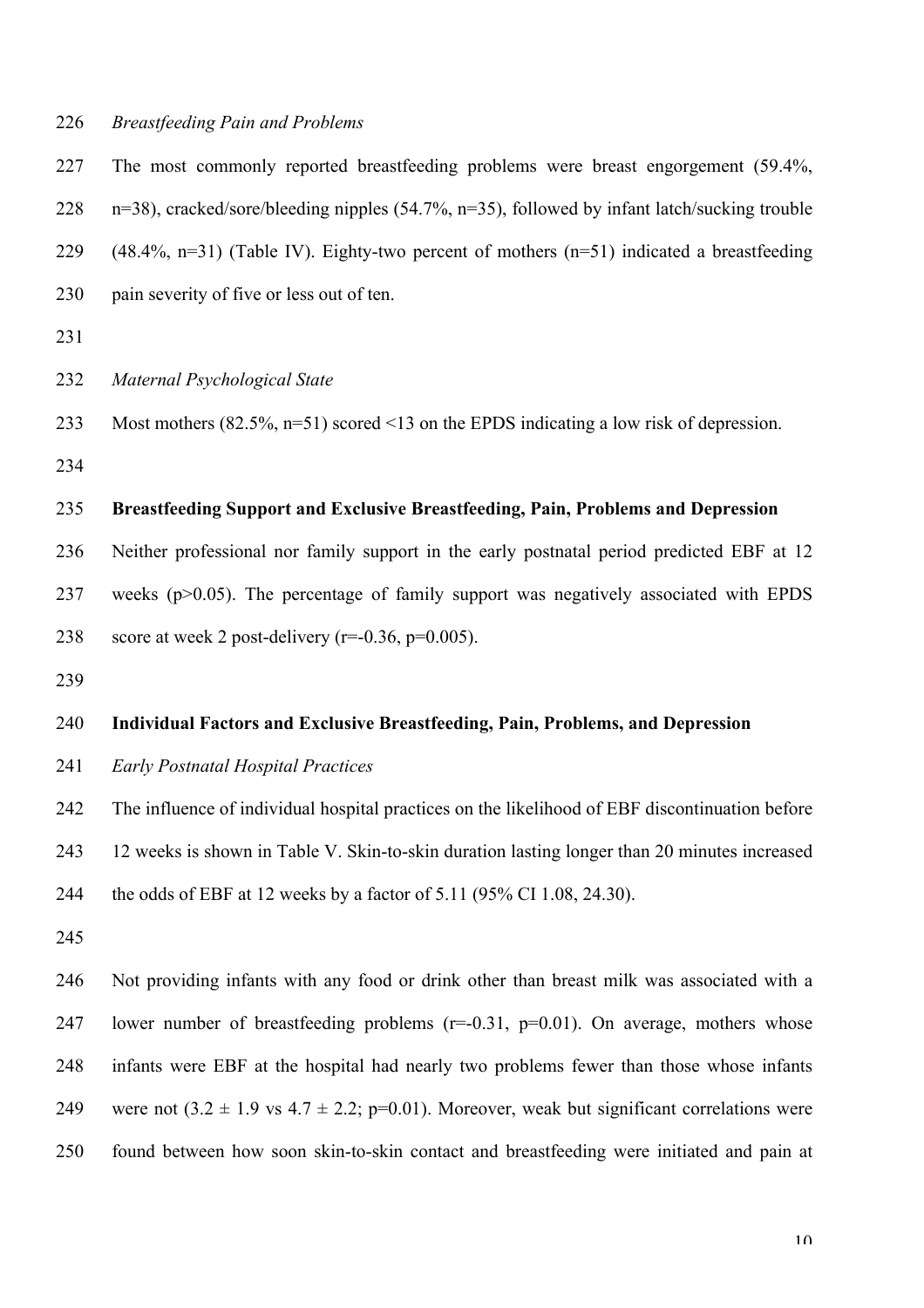*Breastfeeding Pain and Problems*

The most commonly reported breastfeeding problems were breast engorgement (59.4%, n=38), cracked/sore/bleeding nipples (54.7%, n=35), followed by infant latch/sucking trouble (48.4%, n=31) (Table IV). Eighty-two percent of mothers (n=51) indicated a breastfeeding pain severity of five or less out of ten.

*Maternal Psychological State*

Most mothers (82.5%, n=51) scored <13 on the EPDS indicating a low risk of depression.

**Breastfeeding Support and Exclusive Breastfeeding, Pain, Problems and Depression**

Neither professional nor family support in the early postnatal period predicted EBF at 12 weeks ($p>0.05$). The percentage of family support was negatively associated with EPDS score at week 2 post-delivery ($r=-0.36$, $p=0.005$).

**Individual Factors and Exclusive Breastfeeding, Pain, Problems, and Depression**

*Early Postnatal Hospital Practices*

The influence of individual hospital practices on the likelihood of EBF discontinuation before 12 weeks is shown in Table V. Skin-to-skin duration lasting longer than 20 minutes increased the odds of EBF at 12 weeks by a factor of 5.11 (95% CI 1.08, 24.30).

Not providing infants with any food or drink other than breast milk was associated with a lower number of breastfeeding problems ($r=-0.31$, $p=0.01$). On average, mothers whose infants were EBF at the hospital had nearly two problems fewer than those whose infants were not ($3.2 \pm 1.9$ vs $4.7 \pm 2.2$; $p=0.01$). Moreover, weak but significant correlations were found between how soon skin-to-skin contact and breastfeeding were initiated and pain at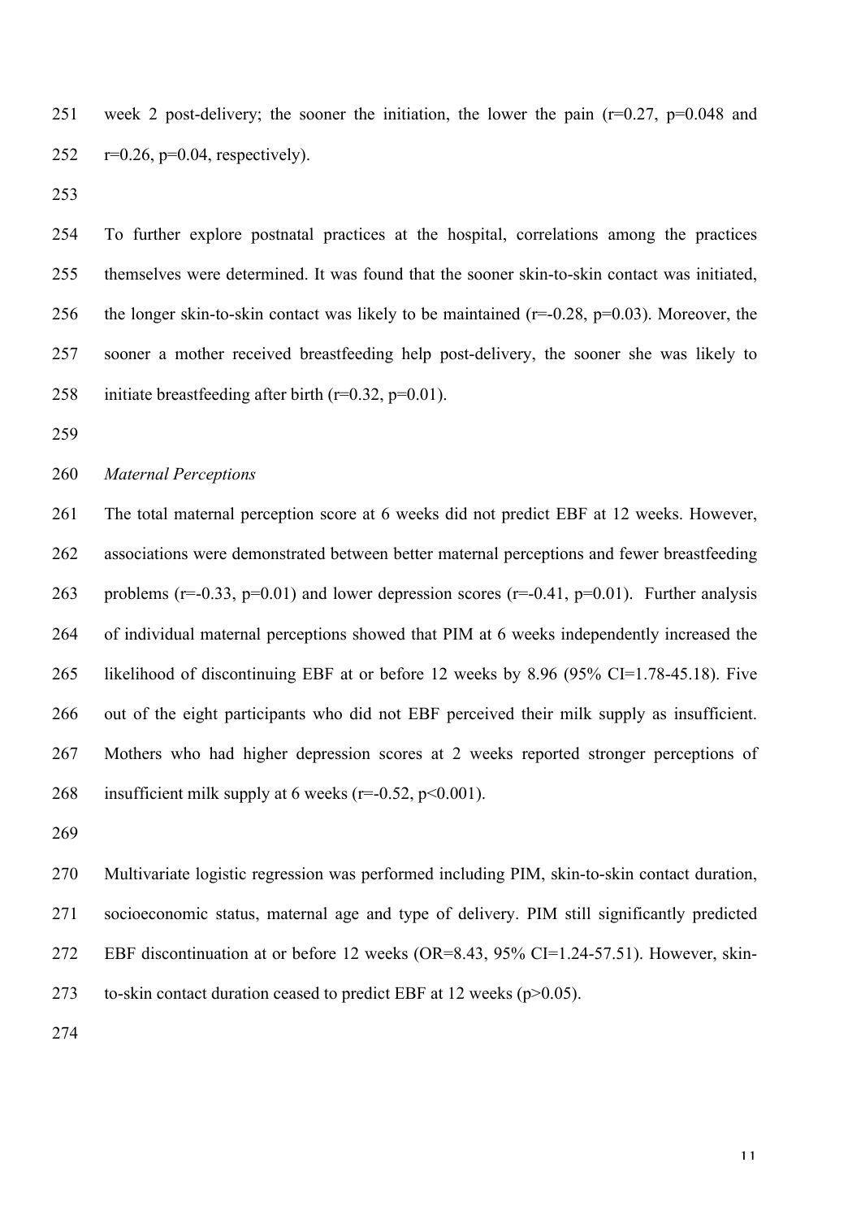week 2 post-delivery; the sooner the initiation, the lower the pain ($r=0.27$, $p=0.048$ and $r=0.26$, $p=0.04$, respectively).

To further explore postnatal practices at the hospital, correlations among the practices themselves were determined. It was found that the sooner skin-to-skin contact was initiated, the longer skin-to-skin contact was likely to be maintained ($r=-0.28$, $p=0.03$). Moreover, the sooner a mother received breastfeeding help post-delivery, the sooner she was likely to initiate breastfeeding after birth ($r=0.32$, $p=0.01$).

*Maternal Perceptions*

The total maternal perception score at 6 weeks did not predict EBF at 12 weeks. However, associations were demonstrated between better maternal perceptions and fewer breastfeeding problems ($r=-0.33$, $p=0.01$) and lower depression scores ($r=-0.41$, $p=0.01$). Further analysis of individual maternal perceptions showed that PIM at 6 weeks independently increased the likelihood of discontinuing EBF at or before 12 weeks by 8.96 (95% CI=1.78-45.18). Five out of the eight participants who did not EBF perceived their milk supply as insufficient. Mothers who had higher depression scores at 2 weeks reported stronger perceptions of insufficient milk supply at 6 weeks ($r=-0.52$, $p<0.001$).

Multivariate logistic regression was performed including PIM, skin-to-skin contact duration, socioeconomic status, maternal age and type of delivery. PIM still significantly predicted EBF discontinuation at or before 12 weeks (OR=8.43, 95% CI=1.24-57.51). However, skin-to-skin contact duration ceased to predict EBF at 12 weeks ($p>0.05$).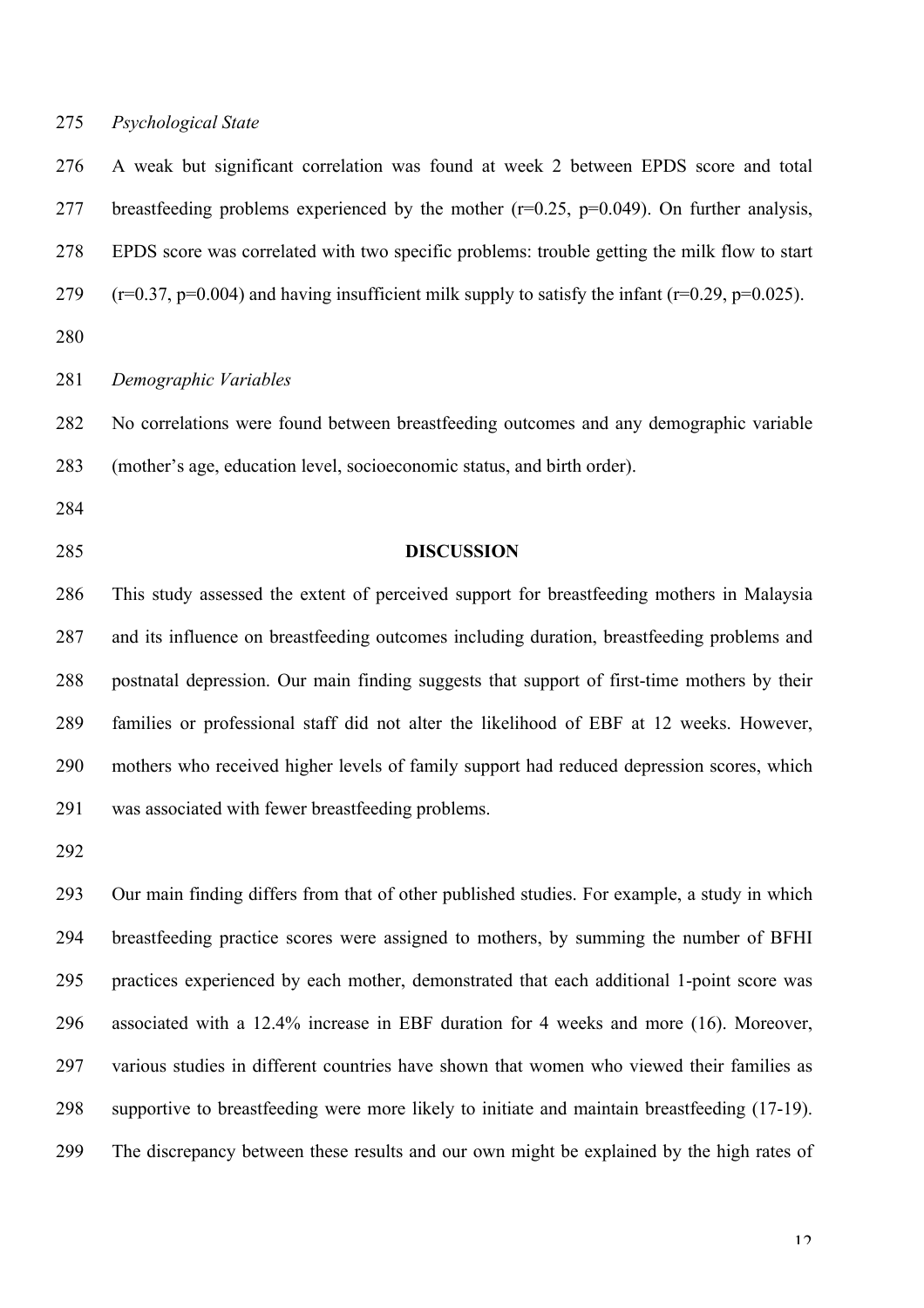*Psychological State*

A weak but significant correlation was found at week 2 between EPDS score and total breastfeeding problems experienced by the mother ($r=0.25$, $p=0.049$). On further analysis, EPDS score was correlated with two specific problems: trouble getting the milk flow to start ($r=0.37$, $p=0.004$) and having insufficient milk supply to satisfy the infant ($r=0.29$, $p=0.025$).

*Demographic Variables*

No correlations were found between breastfeeding outcomes and any demographic variable (mother's age, education level, socioeconomic status, and birth order).

## DISCUSSION

This study assessed the extent of perceived support for breastfeeding mothers in Malaysia and its influence on breastfeeding outcomes including duration, breastfeeding problems and postnatal depression. Our main finding suggests that support of first-time mothers by their families or professional staff did not alter the likelihood of EBF at 12 weeks. However, mothers who received higher levels of family support had reduced depression scores, which was associated with fewer breastfeeding problems.

Our main finding differs from that of other published studies. For example, a study in which breastfeeding practice scores were assigned to mothers, by summing the number of BFHI practices experienced by each mother, demonstrated that each additional 1-point score was associated with a 12.4% increase in EBF duration for 4 weeks and more (16). Moreover, various studies in different countries have shown that women who viewed their families as supportive to breastfeeding were more likely to initiate and maintain breastfeeding (17-19). The discrepancy between these results and our own might be explained by the high rates of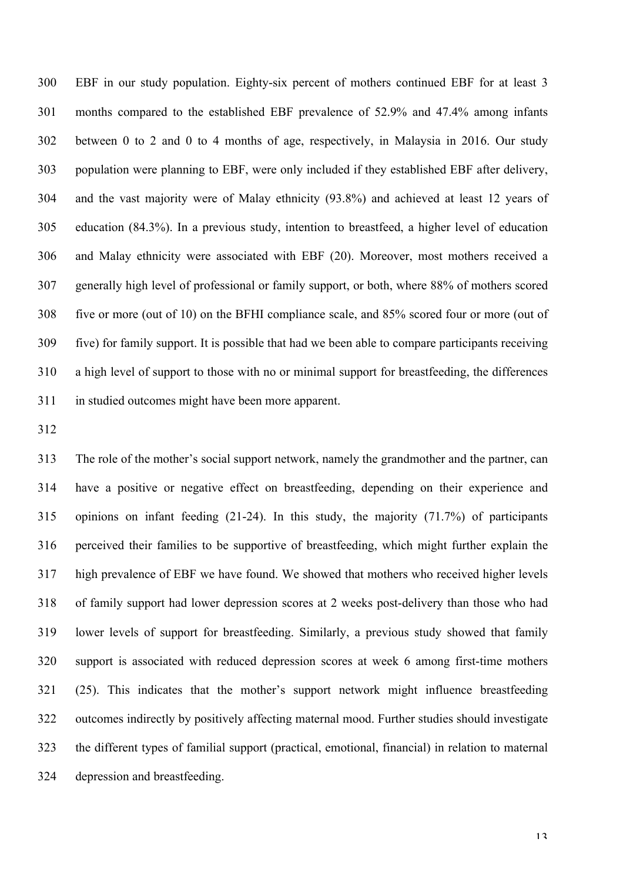EBF in our study population. Eighty-six percent of mothers continued EBF for at least 3 months compared to the established EBF prevalence of 52.9% and 47.4% among infants between 0 to 2 and 0 to 4 months of age, respectively, in Malaysia in 2016. Our study population were planning to EBF, were only included if they established EBF after delivery, and the vast majority were of Malay ethnicity (93.8%) and achieved at least 12 years of education (84.3%). In a previous study, intention to breastfeed, a higher level of education and Malay ethnicity were associated with EBF (20). Moreover, most mothers received a generally high level of professional or family support, or both, where 88% of mothers scored five or more (out of 10) on the BFHI compliance scale, and 85% scored four or more (out of five) for family support. It is possible that had we been able to compare participants receiving a high level of support to those with no or minimal support for breastfeeding, the differences in studied outcomes might have been more apparent.

The role of the mother's social support network, namely the grandmother and the partner, can have a positive or negative effect on breastfeeding, depending on their experience and opinions on infant feeding (21-24). In this study, the majority (71.7%) of participants perceived their families to be supportive of breastfeeding, which might further explain the high prevalence of EBF we have found. We showed that mothers who received higher levels of family support had lower depression scores at 2 weeks post-delivery than those who had lower levels of support for breastfeeding. Similarly, a previous study showed that family support is associated with reduced depression scores at week 6 among first-time mothers (25). This indicates that the mother's support network might influence breastfeeding outcomes indirectly by positively affecting maternal mood. Further studies should investigate the different types of familial support (practical, emotional, financial) in relation to maternal depression and breastfeeding.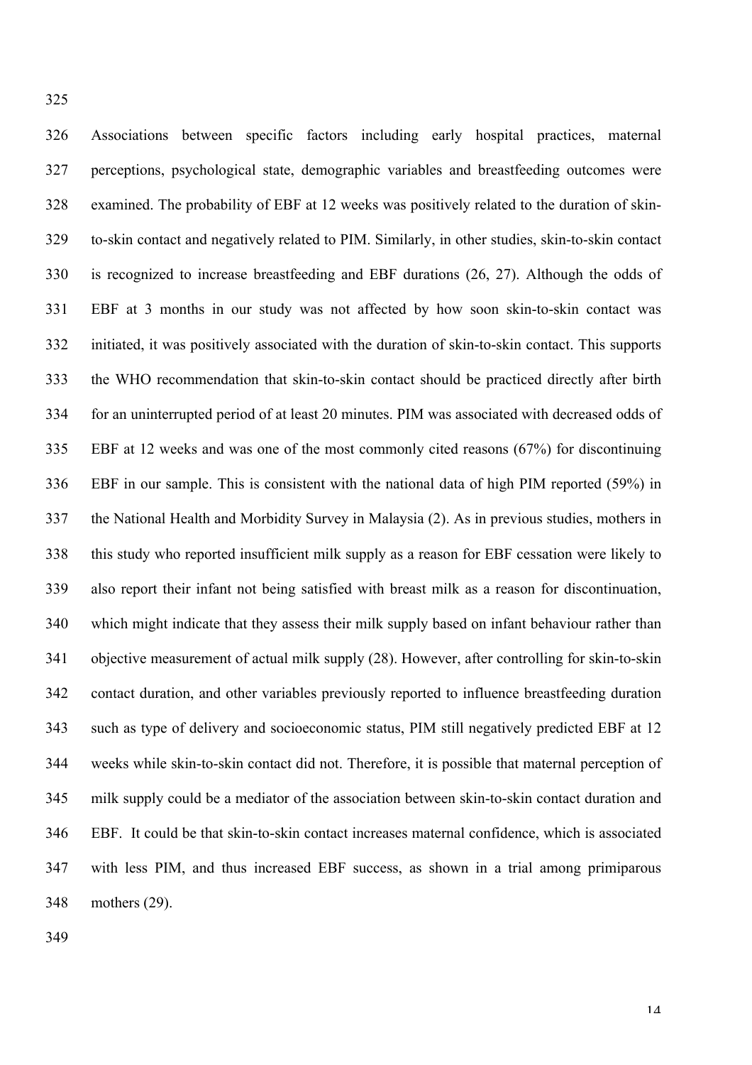Associations between specific factors including early hospital practices, maternal perceptions, psychological state, demographic variables and breastfeeding outcomes were examined. The probability of EBF at 12 weeks was positively related to the duration of skin-to-skin contact and negatively related to PIM. Similarly, in other studies, skin-to-skin contact is recognized to increase breastfeeding and EBF durations (26, 27). Although the odds of EBF at 3 months in our study was not affected by how soon skin-to-skin contact was initiated, it was positively associated with the duration of skin-to-skin contact. This supports the WHO recommendation that skin-to-skin contact should be practiced directly after birth for an uninterrupted period of at least 20 minutes. PIM was associated with decreased odds of EBF at 12 weeks and was one of the most commonly cited reasons (67%) for discontinuing EBF in our sample. This is consistent with the national data of high PIM reported (59%) in the National Health and Morbidity Survey in Malaysia (2). As in previous studies, mothers in this study who reported insufficient milk supply as a reason for EBF cessation were likely to also report their infant not being satisfied with breast milk as a reason for discontinuation, which might indicate that they assess their milk supply based on infant behaviour rather than objective measurement of actual milk supply (28). However, after controlling for skin-to-skin contact duration, and other variables previously reported to influence breastfeeding duration such as type of delivery and socioeconomic status, PIM still negatively predicted EBF at 12 weeks while skin-to-skin contact did not. Therefore, it is possible that maternal perception of milk supply could be a mediator of the association between skin-to-skin contact duration and EBF. It could be that skin-to-skin contact increases maternal confidence, which is associated with less PIM, and thus increased EBF success, as shown in a trial among primiparous mothers (29).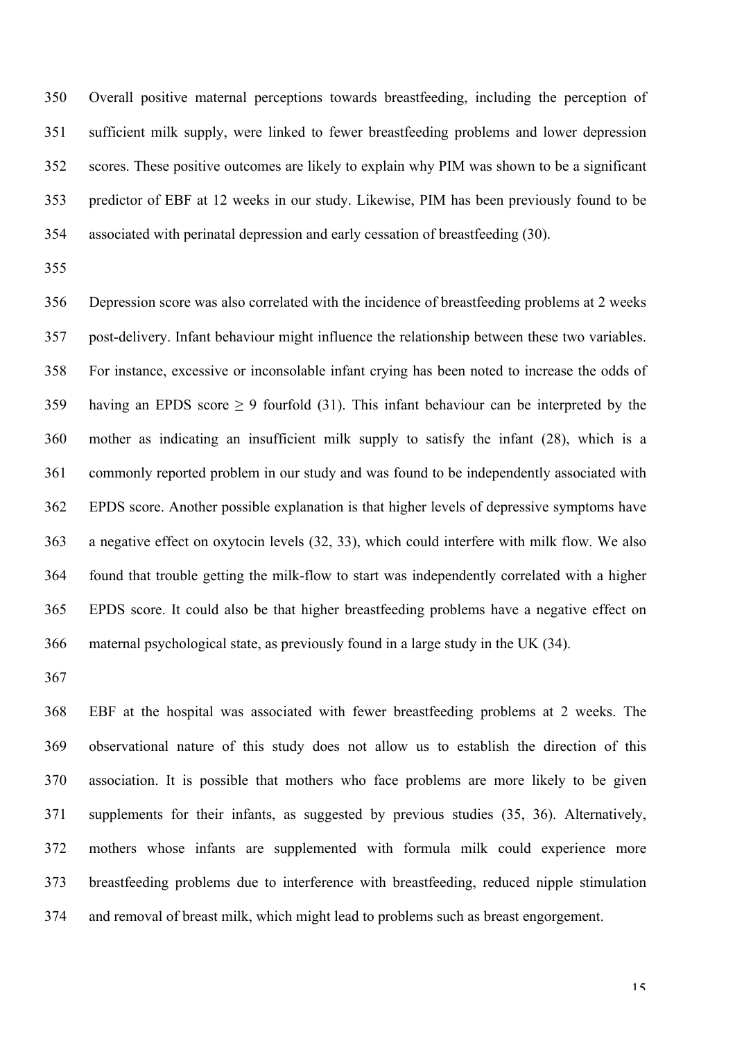Overall positive maternal perceptions towards breastfeeding, including the perception of sufficient milk supply, were linked to fewer breastfeeding problems and lower depression scores. These positive outcomes are likely to explain why PIM was shown to be a significant predictor of EBF at 12 weeks in our study. Likewise, PIM has been previously found to be associated with perinatal depression and early cessation of breastfeeding (30).

Depression score was also correlated with the incidence of breastfeeding problems at 2 weeks post-delivery. Infant behaviour might influence the relationship between these two variables. For instance, excessive or inconsolable infant crying has been noted to increase the odds of having an EPDS score $\geq 9$ fourfold (31). This infant behaviour can be interpreted by the mother as indicating an insufficient milk supply to satisfy the infant (28), which is a commonly reported problem in our study and was found to be independently associated with EPDS score. Another possible explanation is that higher levels of depressive symptoms have a negative effect on oxytocin levels (32, 33), which could interfere with milk flow. We also found that trouble getting the milk-flow to start was independently correlated with a higher EPDS score. It could also be that higher breastfeeding problems have a negative effect on maternal psychological state, as previously found in a large study in the UK (34).

EBF at the hospital was associated with fewer breastfeeding problems at 2 weeks. The observational nature of this study does not allow us to establish the direction of this association. It is possible that mothers who face problems are more likely to be given supplements for their infants, as suggested by previous studies (35, 36). Alternatively, mothers whose infants are supplemented with formula milk could experience more breastfeeding problems due to interference with breastfeeding, reduced nipple stimulation and removal of breast milk, which might lead to problems such as breast engorgement.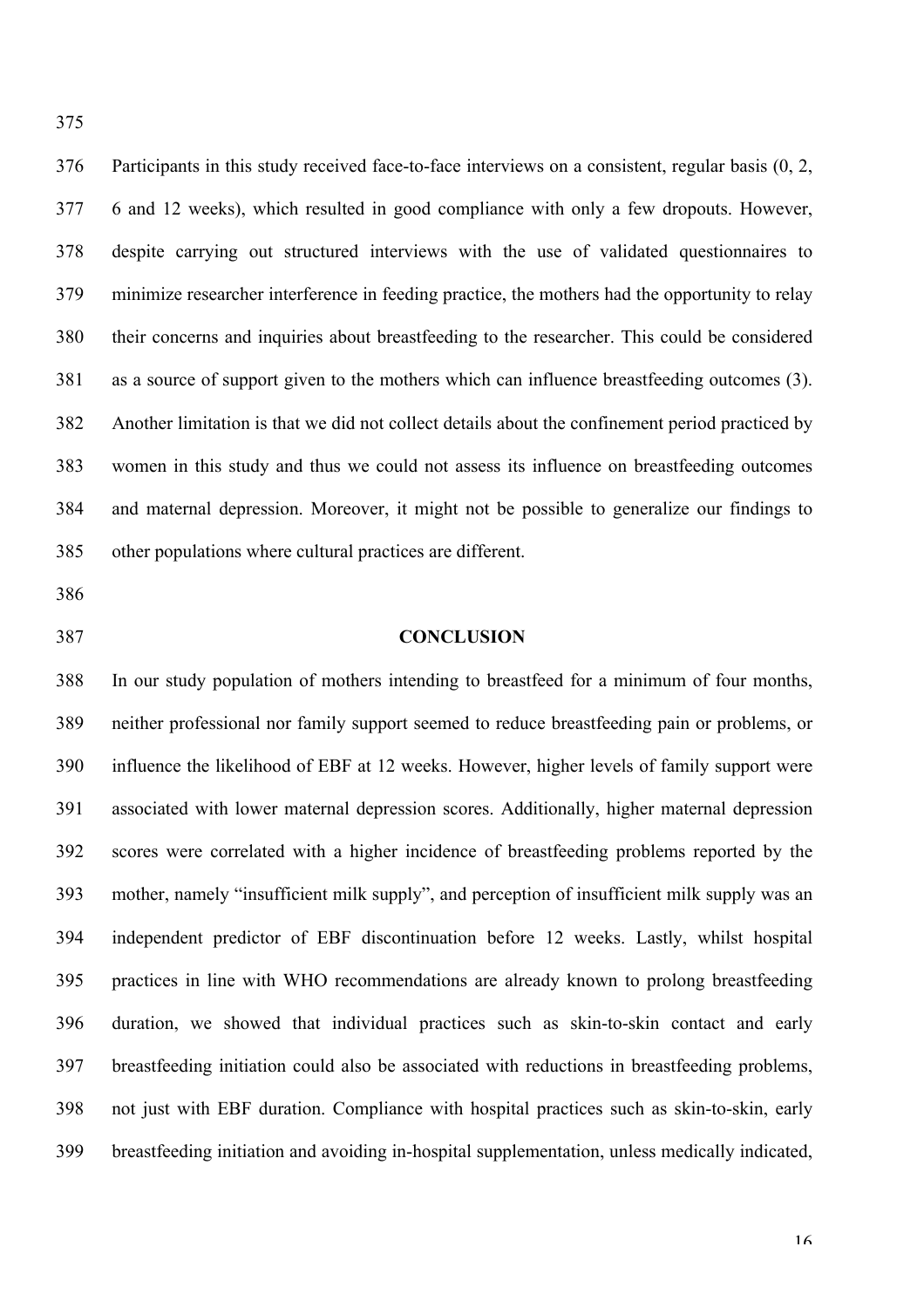Participants in this study received face-to-face interviews on a consistent, regular basis (0, 2, 6 and 12 weeks), which resulted in good compliance with only a few dropouts. However, despite carrying out structured interviews with the use of validated questionnaires to minimize researcher interference in feeding practice, the mothers had the opportunity to relay their concerns and inquiries about breastfeeding to the researcher. This could be considered as a source of support given to the mothers which can influence breastfeeding outcomes (3). Another limitation is that we did not collect details about the confinement period practiced by women in this study and thus we could not assess its influence on breastfeeding outcomes and maternal depression. Moreover, it might not be possible to generalize our findings to other populations where cultural practices are different.

## CONCLUSION

In our study population of mothers intending to breastfeed for a minimum of four months, neither professional nor family support seemed to reduce breastfeeding pain or problems, or influence the likelihood of EBF at 12 weeks. However, higher levels of family support were associated with lower maternal depression scores. Additionally, higher maternal depression scores were correlated with a higher incidence of breastfeeding problems reported by the mother, namely "insufficient milk supply", and perception of insufficient milk supply was an independent predictor of EBF discontinuation before 12 weeks. Lastly, whilst hospital practices in line with WHO recommendations are already known to prolong breastfeeding duration, we showed that individual practices such as skin-to-skin contact and early breastfeeding initiation could also be associated with reductions in breastfeeding problems, not just with EBF duration. Compliance with hospital practices such as skin-to-skin, early breastfeeding initiation and avoiding in-hospital supplementation, unless medically indicated,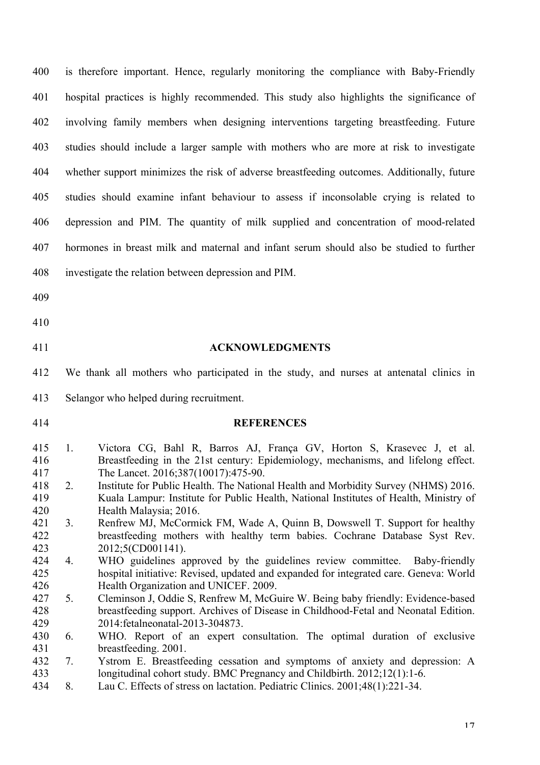is therefore important. Hence, regularly monitoring the compliance with Baby-Friendly hospital practices is highly recommended. This study also highlights the significance of involving family members when designing interventions targeting breastfeeding. Future studies should include a larger sample with mothers who are more at risk to investigate whether support minimizes the risk of adverse breastfeeding outcomes. Additionally, future studies should examine infant behaviour to assess if inconsolable crying is related to depression and PIM. The quantity of milk supplied and concentration of mood-related hormones in breast milk and maternal and infant serum should also be studied to further investigate the relation between depression and PIM.

## ACKNOWLEDGMENTS

We thank all mothers who participated in the study, and nurses at antenatal clinics in Selangor who helped during recruitment.

## REFERENCES

1. Victora CG, Bahl R, Barros AJ, França GV, Horton S, Krasevec J, et al. Breastfeeding in the 21st century: Epidemiology, mechanisms, and lifelong effect. The Lancet. 2016;387(10017):475-90.
2. Institute for Public Health. The National Health and Morbidity Survey (NHMS) 2016. Kuala Lampur: Institute for Public Health, National Institutes of Health, Ministry of Health Malaysia; 2016.
3. Renfrew MJ, McCormick FM, Wade A, Quinn B, Dowswell T. Support for healthy breastfeeding mothers with healthy term babies. Cochrane Database Syst Rev. 2012;5(CD001141).
4. WHO guidelines approved by the guidelines review committee. Baby-friendly hospital initiative: Revised, updated and expanded for integrated care. Geneva: World Health Organization and UNICEF. 2009.
5. Cleminson J, Oddie S, Renfrew M, McGuire W. Being baby friendly: Evidence-based breastfeeding support. Archives of Disease in Childhood-Fetal and Neonatal Edition. 2014:fetalneonatal-2013-304873.
6. WHO. Report of an expert consultation. The optimal duration of exclusive breastfeeding. 2001.
7. Ystrom E. Breastfeeding cessation and symptoms of anxiety and depression: A longitudinal cohort study. BMC Pregnancy and Childbirth. 2012;12(1):1-6.
8. Lau C. Effects of stress on lactation. Pediatric Clinics. 2001;48(1):221-34.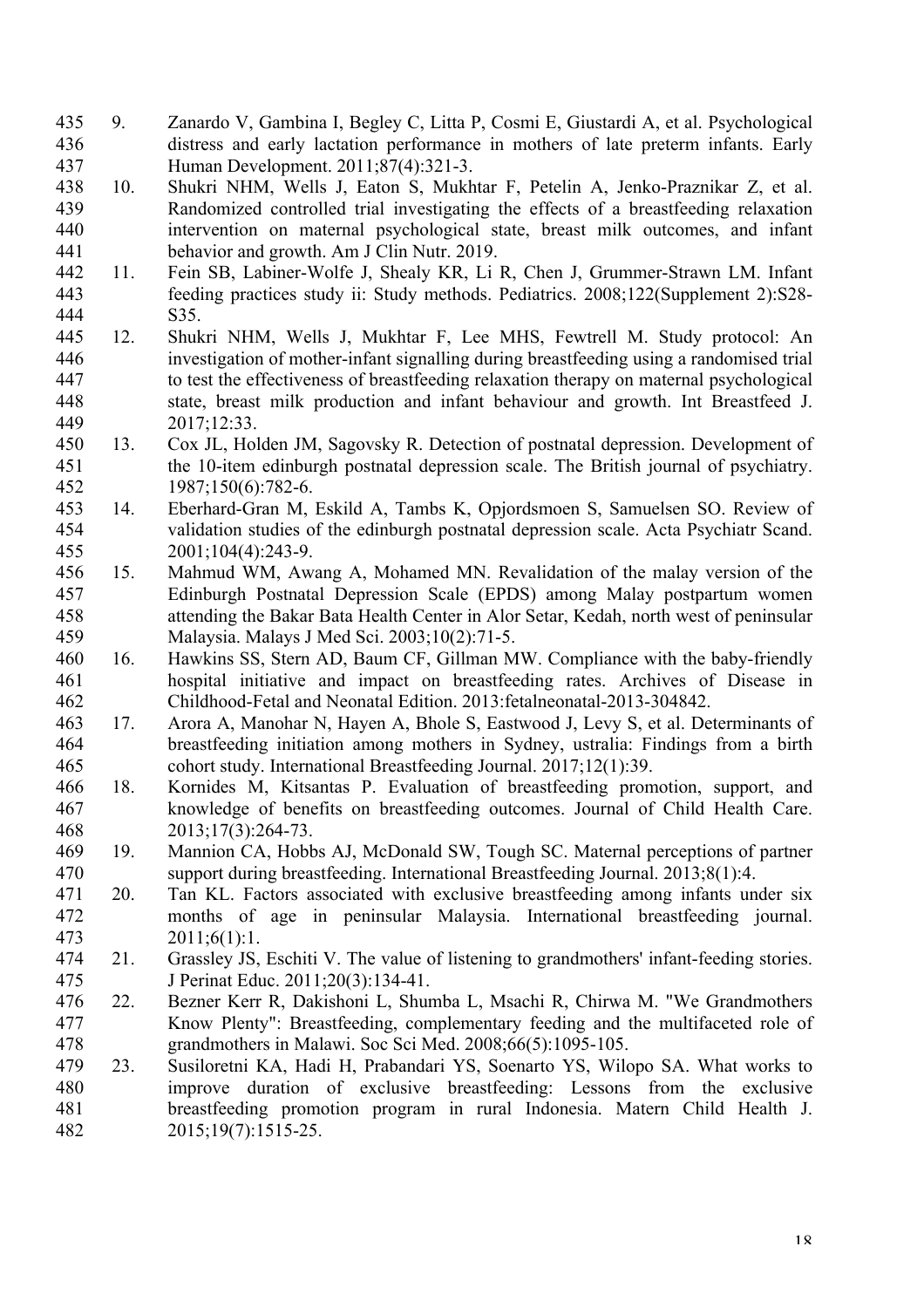9. Zanardo V, Gambina I, Begley C, Litta P, Cosmi E, Giustardi A, et al. Psychological distress and early lactation performance in mothers of late preterm infants. Early Human Development. 2011;87(4):321-3.
10. Shukri NHM, Wells J, Eaton S, Mukhtar F, Petelin A, Jenko-Praznikar Z, et al. Randomized controlled trial investigating the effects of a breastfeeding relaxation intervention on maternal psychological state, breast milk outcomes, and infant behavior and growth. Am J Clin Nutr. 2019.
11. Fein SB, Labiner-Wolfe J, Shealy KR, Li R, Chen J, Grummer-Strawn LM. Infant feeding practices study ii: Study methods. Pediatrics. 2008;122(Supplement 2):S28-S35.
12. Shukri NHM, Wells J, Mukhtar F, Lee MHS, Fewtrell M. Study protocol: An investigation of mother-infant signalling during breastfeeding using a randomised trial to test the effectiveness of breastfeeding relaxation therapy on maternal psychological state, breast milk production and infant behaviour and growth. Int Breastfeed J. 2017;12:33.
13. Cox JL, Holden JM, Sagovsky R. Detection of postnatal depression. Development of the 10-item edinburgh postnatal depression scale. The British journal of psychiatry. 1987;150(6):782-6.
14. Eberhard-Gran M, Eskild A, Tambs K, Opjordsmoen S, Samuelsen SO. Review of validation studies of the edinburgh postnatal depression scale. Acta Psychiatr Scand. 2001;104(4):243-9.
15. Mahmud WM, Awang A, Mohamed MN. Revalidation of the malay version of the Edinburgh Postnatal Depression Scale (EPDS) among Malay postpartum women attending the Bakar Bata Health Center in Alor Setar, Kedah, north west of peninsular Malaysia. Malays J Med Sci. 2003;10(2):71-5.
16. Hawkins SS, Stern AD, Baum CF, Gillman MW. Compliance with the baby-friendly hospital initiative and impact on breastfeeding rates. Archives of Disease in Childhood-Fetal and Neonatal Edition. 2013:fetalneonatal-2013-304842.
17. Arora A, Manohar N, Hayen A, Bhole S, Eastwood J, Levy S, et al. Determinants of breastfeeding initiation among mothers in Sydney, ustralia: Findings from a birth cohort study. International Breastfeeding Journal. 2017;12(1):39.
18. Kornides M, Kitsantas P. Evaluation of breastfeeding promotion, support, and knowledge of benefits on breastfeeding outcomes. Journal of Child Health Care. 2013;17(3):264-73.
19. Mannion CA, Hobbs AJ, McDonald SW, Tough SC. Maternal perceptions of partner support during breastfeeding. International Breastfeeding Journal. 2013;8(1):4.
20. Tan KL. Factors associated with exclusive breastfeeding among infants under six months of age in peninsular Malaysia. International breastfeeding journal. 2011;6(1):1.
21. Grassley JS, Eschiti V. The value of listening to grandmothers' infant-feeding stories. J Perinat Educ. 2011;20(3):134-41.
22. Bezner Kerr R, Dakishoni L, Shumba L, Msachi R, Chirwa M. "We Grandmothers Know Plenty": Breastfeeding, complementary feeding and the multifaceted role of grandmothers in Malawi. Soc Sci Med. 2008;66(5):1095-105.
23. Susiloretni KA, Hadi H, Prabandari YS, Soenarto YS, Wilopo SA. What works to improve duration of exclusive breastfeeding: Lessons from the exclusive breastfeeding promotion program in rural Indonesia. Matern Child Health J. 2015;19(7):1515-25.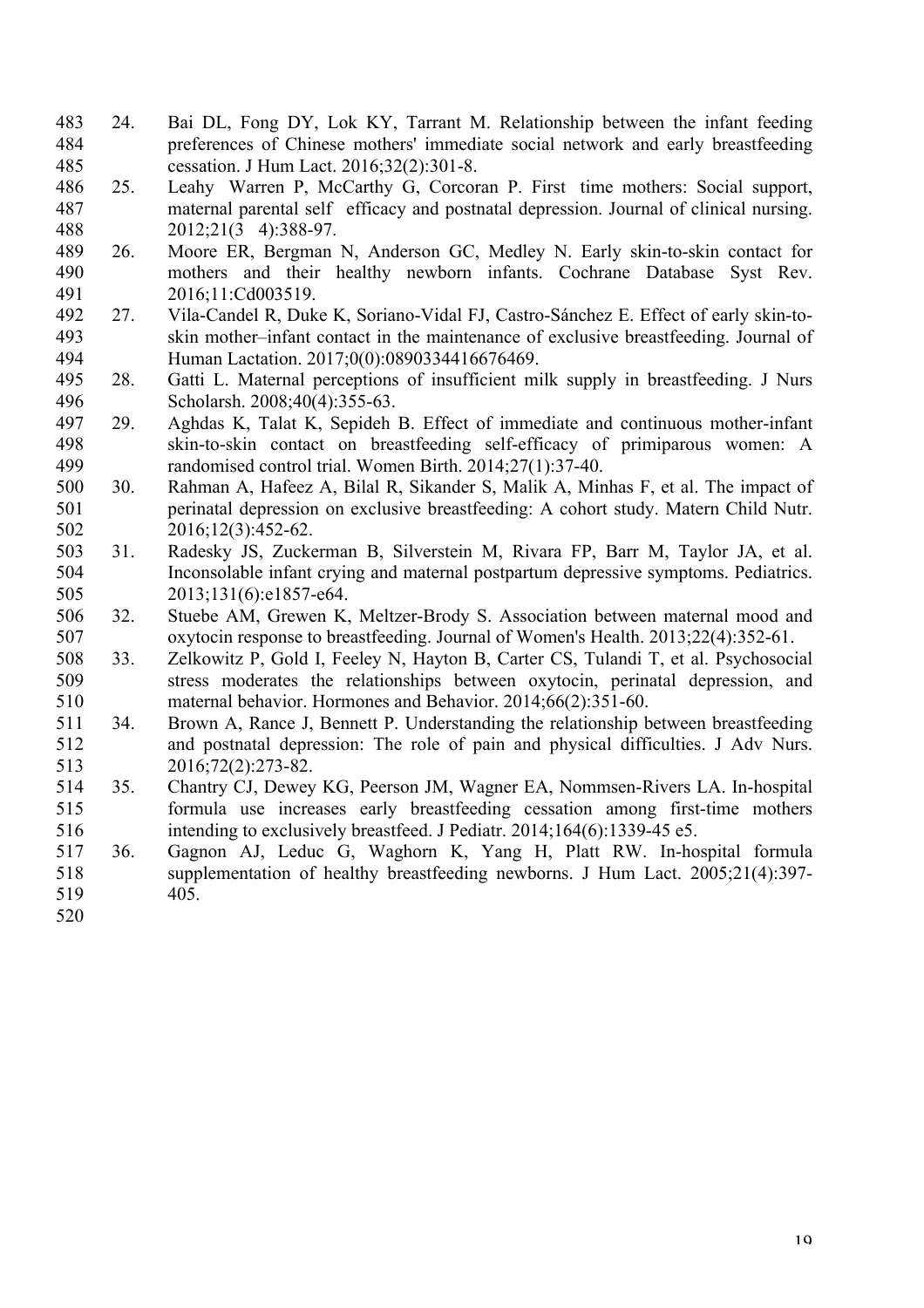24. Bai DL, Fong DY, Lok KY, Tarrant M. Relationship between the infant feeding preferences of Chinese mothers' immediate social network and early breastfeeding cessation. J Hum Lact. 2016;32(2):301-8.
25. Leahy Warren P, McCarthy G, Corcoran P. First time mothers: Social support, maternal parental self efficacy and postnatal depression. Journal of clinical nursing. 2012;21(3 4):388-97.
26. Moore ER, Bergman N, Anderson GC, Medley N. Early skin-to-skin contact for mothers and their healthy newborn infants. Cochrane Database Syst Rev. 2016;11:Cd003519.
27. Vila-Candel R, Duke K, Soriano-Vidal FJ, Castro-Sánchez E. Effect of early skin-to-skin mother–infant contact in the maintenance of exclusive breastfeeding. Journal of Human Lactation. 2017;0(0):0890334416676469.
28. Gatti L. Maternal perceptions of insufficient milk supply in breastfeeding. J Nurs Scholarsh. 2008;40(4):355-63.
29. Aghdas K, Talat K, Sepideh B. Effect of immediate and continuous mother-infant skin-to-skin contact on breastfeeding self-efficacy of primiparous women: A randomised control trial. Women Birth. 2014;27(1):37-40.
30. Rahman A, Hafeez A, Bilal R, Sikander S, Malik A, Minhas F, et al. The impact of perinatal depression on exclusive breastfeeding: A cohort study. Matern Child Nutr. 2016;12(3):452-62.
31. Radesky JS, Zuckerman B, Silverstein M, Rivara FP, Barr M, Taylor JA, et al. Inconsolable infant crying and maternal postpartum depressive symptoms. Pediatrics. 2013;131(6):e1857-e64.
32. Stuebe AM, Grewen K, Meltzer-Brody S. Association between maternal mood and oxytocin response to breastfeeding. Journal of Women's Health. 2013;22(4):352-61.
33. Zelkowitz P, Gold I, Feeley N, Hayton B, Carter CS, Tulandi T, et al. Psychosocial stress moderates the relationships between oxytocin, perinatal depression, and maternal behavior. Hormones and Behavior. 2014;66(2):351-60.
34. Brown A, Rance J, Bennett P. Understanding the relationship between breastfeeding and postnatal depression: The role of pain and physical difficulties. J Adv Nurs. 2016;72(2):273-82.
35. Chantry CJ, Dewey KG, Peerson JM, Wagner EA, Nommsen-Rivers LA. In-hospital formula use increases early breastfeeding cessation among first-time mothers intending to exclusively breastfeed. J Pediatr. 2014;164(6):1339-45 e5.
36. Gagnon AJ, Leduc G, Waghorn K, Yang H, Platt RW. In-hospital formula supplementation of healthy breastfeeding newborns. J Hum Lact. 2005;21(4):397-405.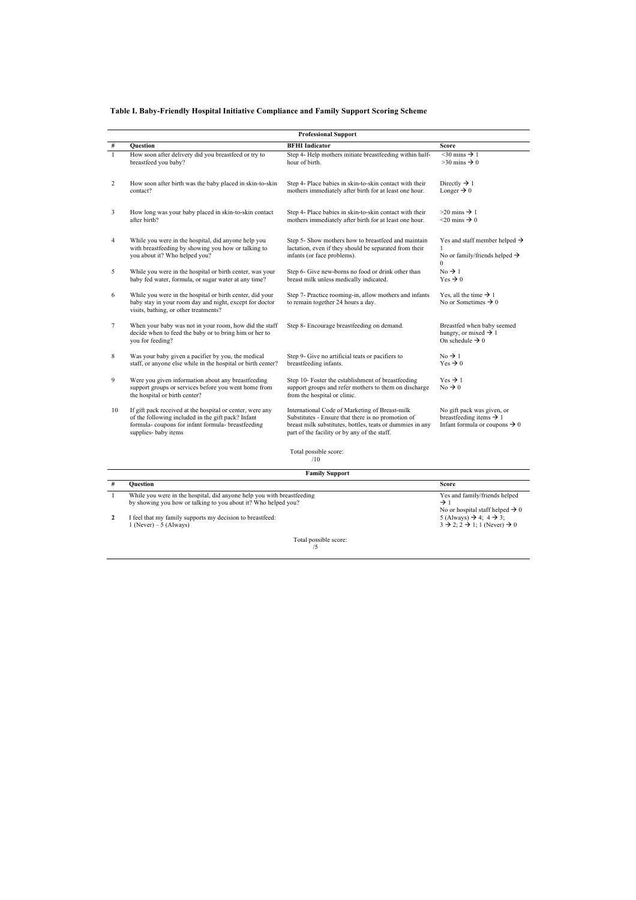**Table I. Baby-Friendly Hospital Initiative Compliance and Family Support Scoring Scheme**

**Professional Support**

| # | Question | BFHI Indicator | Score |
|---|---|---|---|
| 1 | How soon after delivery did you breastfeed or try to breastfeed you baby? | Step 4- Help mothers initiate breastfeeding within half-hour of birth. | <30 mins → 1<br>>30 mins → 0 |
| 2 | How soon after birth was the baby placed in skin-to-skin contact? | Step 4- Place babies in skin-to-skin contact with their mothers immediately after birth for at least one hour. | Directly → 1<br>Longer → 0 |
| 3 | How long was your baby placed in skin-to-skin contact after birth? | Step 4- Place babies in skin-to-skin contact with their mothers immediately after birth for at least one hour. | >20 mins → 1<br><20 mins → 0 |
| 4 | While you were in the hospital, did anyone help you with breastfeeding by showing you how or talking to you about it? Who helped you? | Step 5- Show mothers how to breastfeed and maintain lactation, even if they should be separated from their infants (or face problems). | Yes and staff member helped → 1<br>No or family/friends helped → 0 |
| 5 | While you were in the hospital or birth center, was your baby fed water, formula, or sugar water at any time? | Step 6- Give new-borns no food or drink other than breast milk unless medically indicated. | No → 1<br>Yes → 0 |
| 6 | While you were in the hospital or birth center, did your baby stay in your room day and night, except for doctor visits, bathing, or other treatments? | Step 7- Practice rooming-in, allow mothers and infants to remain together 24 hours a day. | Yes, all the time → 1<br>No or Sometimes → 0 |
| 7 | When your baby was not in your room, how did the staff decide when to feed the baby or to bring him or her to you for feeding? | Step 8- Encourage breastfeeding on demand. | Breastfed when baby seemed hungry, or mixed → 1<br>On schedule → 0 |
| 8 | Was your baby given a pacifier by you, the medical staff, or anyone else while in the hospital or birth center? | Step 9- Give no artificial teats or pacifiers to breastfeeding infants. | No → 1<br>Yes → 0 |
| 9 | Were you given information about any breastfeeding support groups or services before you went home from the hospital or birth center? | Step 10- Foster the establishment of breastfeeding support groups and refer mothers to them on discharge from the hospital or clinic. | Yes → 1<br>No → 0 |
| 10 | If gift pack received at the hospital or center, were any of the following included in the gift pack? Infant formula- coupons for infant formula- breastfeeding supplies- baby items | International Code of Marketing of Breast-milk Substitutes - Ensure that there is no promotion of breast milk substitutes, bottles, teats or dummies in any part of the facility or by any of the staff. | No gift pack was given, or breastfeeding items → 1<br>Infant formula or coupons → 0 |

Total possible score: /10

**Family Support**

| # | Question | Score |
|---|---|---|
| 1 | While you were in the hospital, did anyone help you with breastfeeding by showing you how or talking to you about it? Who helped you? | Yes and family/friends helped → 1<br>No or hospital staff helped → 0 |
| **2** | I feel that my family supports my decision to breastfeed: 1 (Never) – 5 (Always) | 5 (Always) → 4; 4 → 3; 3 → 2; 2 → 1; 1 (Never) → 0 |

Total possible score: /5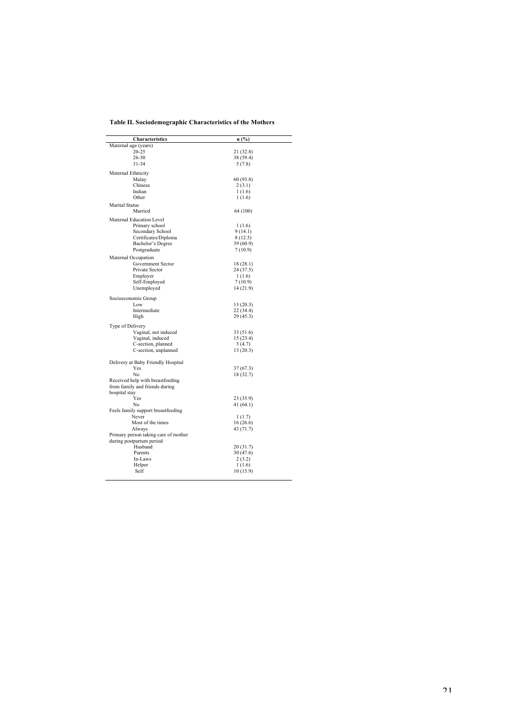**Table II. Sociodemographic Characteristics of the Mothers**

| Characteristics | n (%) |
|---|---|
| Maternal age (years) | |
| 20-25 | 21 (32.8) |
| 26-30 | 38 (59.4) |
| 31-34 | 5 (7.8) |
| Maternal Ethnicity | |
| Malay | 60 (93.8) |
| Chinese | 2 (3.1) |
| Indian | 1 (1.6) |
| Other | 1 (1.6) |
| Marital Status | |
| Married | 64 (100) |
| Maternal Education Level | |
| Primary school | 1 (1.6) |
| Secondary School | 9 (14.1) |
| Certificates/Diploma | 8 (12.5) |
| Bachelor's Degree | 39 (60.9) |
| Postgraduate | 7 (10.9) |
| Maternal Occupation | |
| Government Sector | 18 (28.1) |
| Private Sector | 24 (37.5) |
| Employer | 1 (1.6) |
| Self-Employed | 7 (10.9) |
| Unemployed | 14 (21.9) |
| Socioeconomic Group | |
| Low | 13 (20.3) |
| Intermediate | 22 (34.4) |
| High | 29 (45.3) |
| Type of Delivery | |
| Vaginal, not induced | 33 (51.6) |
| Vaginal, induced | 15 (23.4) |
| C-section, planned | 3 (4.7) |
| C-section, unplanned | 13 (20.3) |
| Delivery at Baby Friendly Hospital | |
| Yes | 37 (67.3) |
| No | 18 (32.7) |
| Received help with breastfeeding from family and friends during hospital stay | |
| Yes | 23 (35.9) |
| No | 41 (64.1) |
| Feels family support breastfeeding | |
| Never | 1 (1.7) |
| Most of the times | 16 (26.6) |
| Always | 43 (71.7) |
| Primary person taking care of mother during postpartum period | |
| Husband | 20 (31.7) |
| Parents | 30 (47.6) |
| In-Laws | 2 (3.2) |
| Helper | 1 (1.6) |
| Self | 10 (15.9) |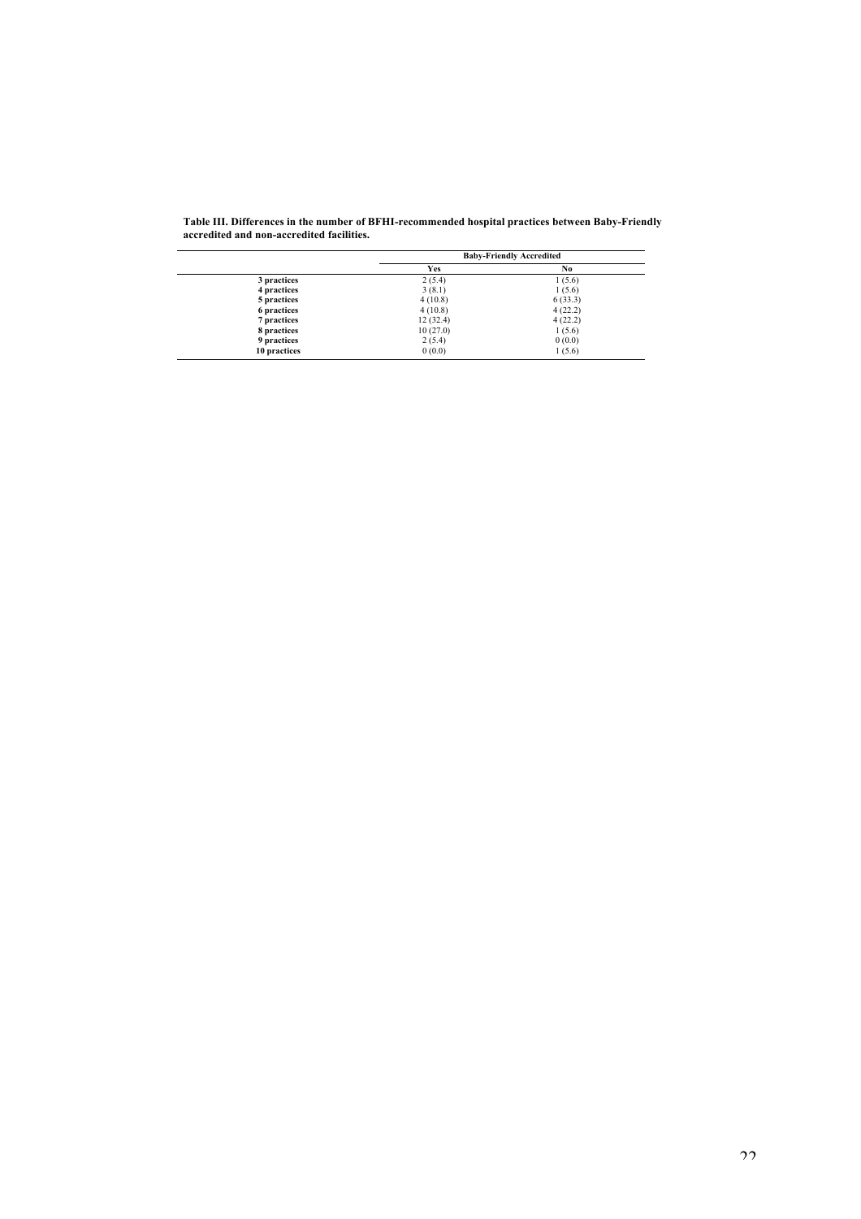**Table III. Differences in the number of BFHI-recommended hospital practices between Baby-Friendly accredited and non-accredited facilities.**

| | Baby-Friendly Accredited | |
|---|---|---|
| | **Yes** | **No** |
| **3 practices** | 2 (5.4) | 1 (5.6) |
| **4 practices** | 3 (8.1) | 1 (5.6) |
| **5 practices** | 4 (10.8) | 6 (33.3) |
| **6 practices** | 4 (10.8) | 4 (22.2) |
| **7 practices** | 12 (32.4) | 4 (22.2) |
| **8 practices** | 10 (27.0) | 1 (5.6) |
| **9 practices** | 2 (5.4) | 0 (0.0) |
| **10 practices** | 0 (0.0) | 1 (5.6) |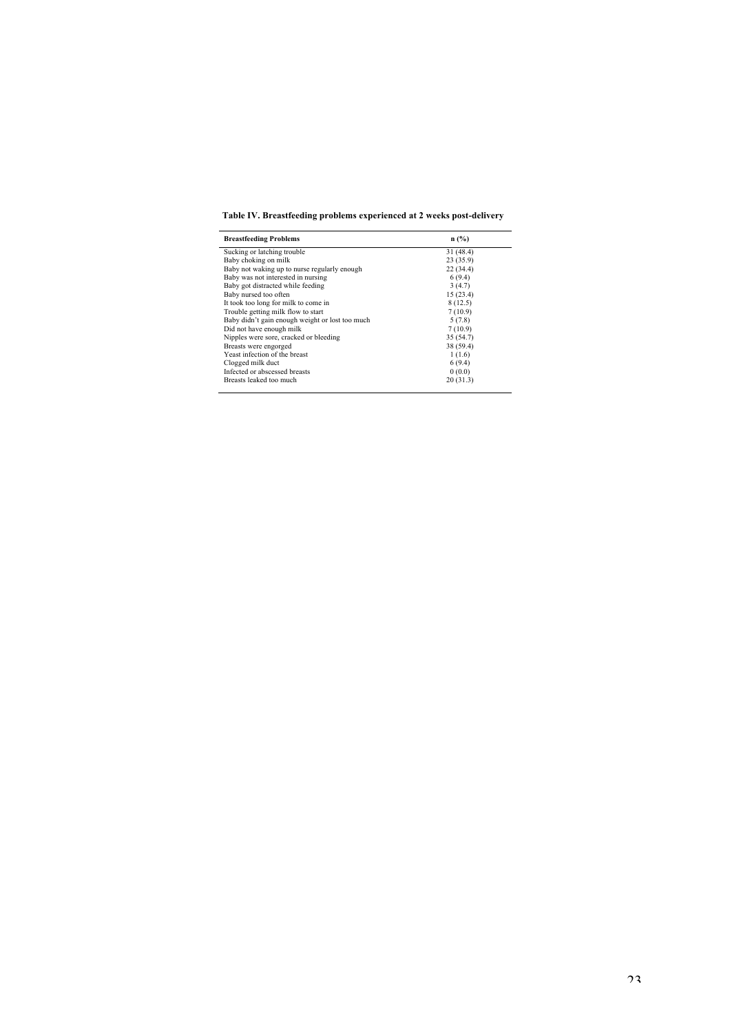**Table IV. Breastfeeding problems experienced at 2 weeks post-delivery**

| Breastfeeding Problems | n (%) |
|---|---|
| Sucking or latching trouble | 31 (48.4) |
| Baby choking on milk | 23 (35.9) |
| Baby not waking up to nurse regularly enough | 22 (34.4) |
| Baby was not interested in nursing | 6 (9.4) |
| Baby got distracted while feeding | 3 (4.7) |
| Baby nursed too often | 15 (23.4) |
| It took too long for milk to come in | 8 (12.5) |
| Trouble getting milk flow to start | 7 (10.9) |
| Baby didn't gain enough weight or lost too much | 5 (7.8) |
| Did not have enough milk | 7 (10.9) |
| Nipples were sore, cracked or bleeding | 35 (54.7) |
| Breasts were engorged | 38 (59.4) |
| Yeast infection of the breast | 1 (1.6) |
| Clogged milk duct | 6 (9.4) |
| Infected or abscessed breasts | 0 (0.0) |
| Breasts leaked too much | 20 (31.3) |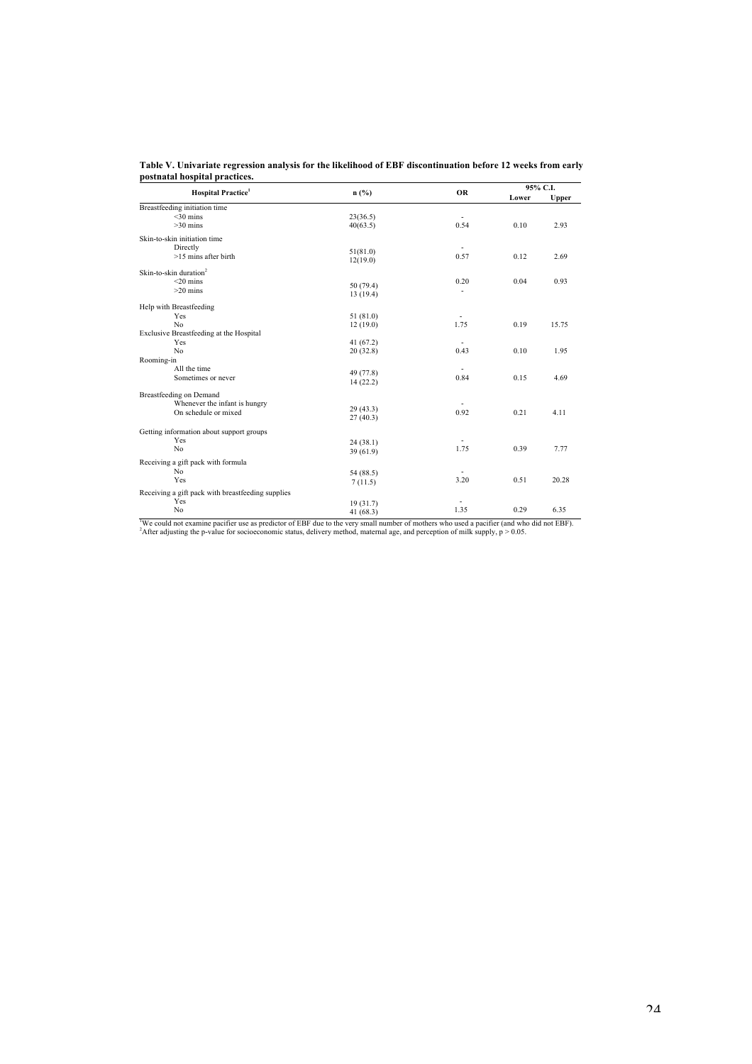**Table V. Univariate regression analysis for the likelihood of EBF discontinuation before 12 weeks from early postnatal hospital practices.**

| Hospital Practice[1] | n (%) | OR | 95% C.I. | |
|---|---|---|---|---|
| | | | Lower | Upper |
| Breastfeeding initiation time | | | | |
| <30 mins | 23(36.5) | - | | |
| >30 mins | 40(63.5) | 0.54 | 0.10 | 2.93 |
| Skin-to-skin initiation time | | | | |
| Directly | 51(81.0) | - | | |
| >15 mins after birth | 12(19.0) | 0.57 | 0.12 | 2.69 |
| Skin-to-skin duration[2] | | | | |
| <20 mins | 50 (79.4) | 0.20 | 0.04 | 0.93 |
| >20 mins | 13 (19.4) | - | | |
| Help with Breastfeeding | | | | |
| Yes | 51 (81.0) | - | | |
| No | 12 (19.0) | 1.75 | 0.19 | 15.75 |
| Exclusive Breastfeeding at the Hospital | | | | |
| Yes | 41 (67.2) | - | | |
| No | 20 (32.8) | 0.43 | 0.10 | 1.95 |
| Rooming-in | | | | |
| All the time | 49 (77.8) | - | | |
| Sometimes or never | 14 (22.2) | 0.84 | 0.15 | 4.69 |
| Breastfeeding on Demand | | | | |
| Whenever the infant is hungry | 29 (43.3) | - | | |
| On schedule or mixed | 27 (40.3) | 0.92 | 0.21 | 4.11 |
| Getting information about support groups | | | | |
| Yes | 24 (38.1) | - | | |
| No | 39 (61.9) | 1.75 | 0.39 | 7.77 |
| Receiving a gift pack with formula | | | | |
| No | 54 (88.5) | - | | |
| Yes | 7 (11.5) | 3.20 | 0.51 | 20.28 |
| Receiving a gift pack with breastfeeding supplies | | | | |
| Yes | 19 (31.7) | - | | |
| No | 41 (68.3) | 1.35 | 0.29 | 6.35 |

[1]We could not examine pacifier use as predictor of EBF due to the very small number of mothers who used a pacifier (and who did not EBF).
[2]After adjusting the p-value for socioeconomic status, delivery method, maternal age, and perception of milk supply, $p > 0.05$.